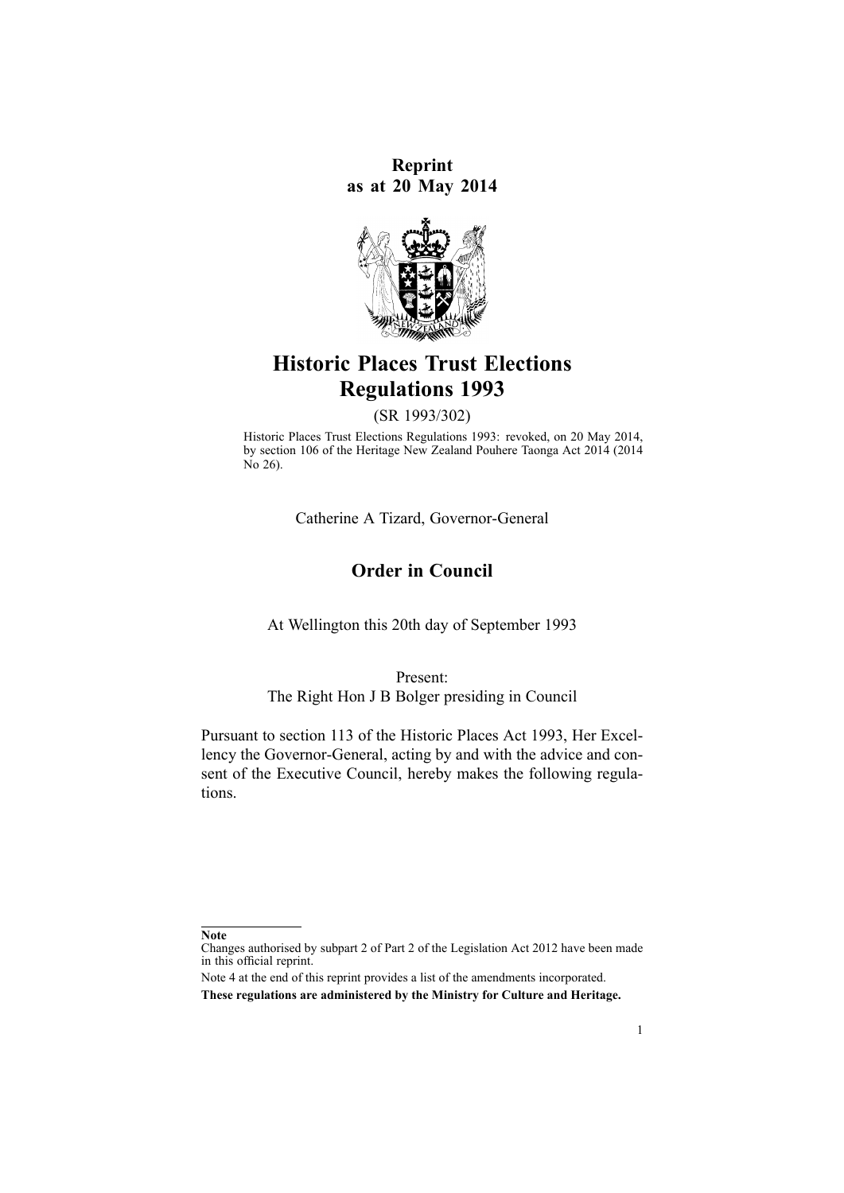**Reprint as at 20 May 2014**

# Historic Places Trust Elections Regulations 1993

(SR 1993/302)

Historic Places Trust Elections Regulations 1993: revoked, on 20 May 2014, by section 106 of the Heritage New Zealand Pouhere Taonga Act 2014 (2014 No 26).

Catherine A Tizard, Governor-General

## Order in Council

At Wellington this 20th day of September 1993

Present:
The Right Hon J B Bolger presiding in Council

Pursuant to section 113 of the Historic Places Act 1993, Her Excellency the Governor-General, acting by and with the advice and consent of the Executive Council, hereby makes the following regulations.

---

**Note**

Changes authorised by subpart 2 of Part 2 of the Legislation Act 2012 have been made in this official reprint.

Note 4 at the end of this reprint provides a list of the amendments incorporated.

**These regulations are administered by the Ministry for Culture and Heritage.**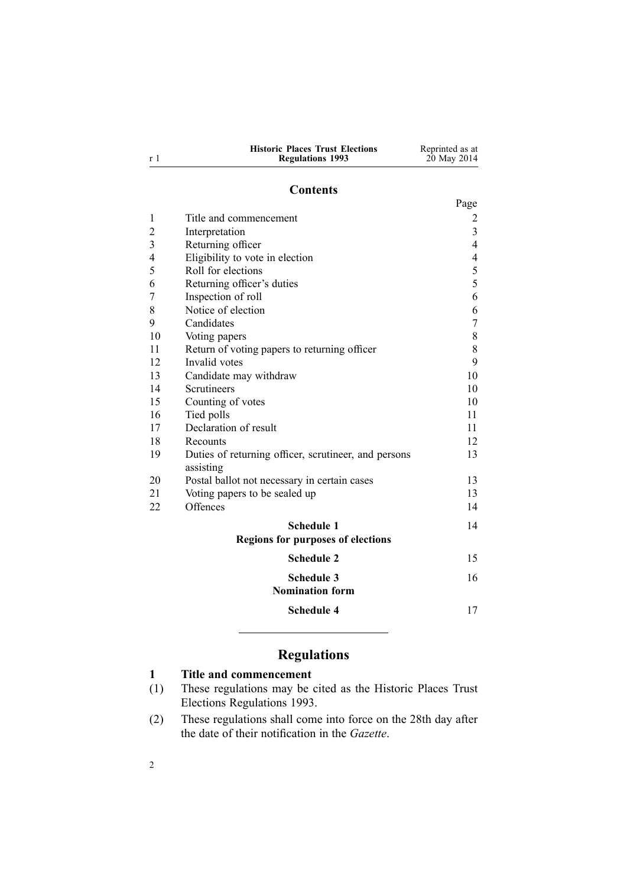## Contents

| | | Page |
|---|---|---|
| 1 | Title and commencement | 2 |
| 2 | Interpretation | 3 |
| 3 | Returning officer | 4 |
| 4 | Eligibility to vote in election | 4 |
| 5 | Roll for elections | 5 |
| 6 | Returning officer's duties | 5 |
| 7 | Inspection of roll | 6 |
| 8 | Notice of election | 6 |
| 9 | Candidates | 7 |
| 10 | Voting papers | 8 |
| 11 | Return of voting papers to returning officer | 8 |
| 12 | Invalid votes | 9 |
| 13 | Candidate may withdraw | 10 |
| 14 | Scrutineers | 10 |
| 15 | Counting of votes | 10 |
| 16 | Tied polls | 11 |
| 17 | Declaration of result | 11 |
| 18 | Recounts | 12 |
| 19 | Duties of returning officer, scrutineer, and persons assisting | 13 |
| 20 | Postal ballot not necessary in certain cases | 13 |
| 21 | Voting papers to be sealed up | 13 |
| 22 | Offences | 14 |
| | **Schedule 1** **Regions for purposes of elections** | 14 |
| | **Schedule 2** | 15 |
| | **Schedule 3** **Nomination form** | 16 |
| | **Schedule 4** | 17 |

# Regulations

### 1 Title and commencement

(1) These regulations may be cited as the Historic Places Trust Elections Regulations 1993.

(2) These regulations shall come into force on the 28th day after the date of their notification in the *Gazette*.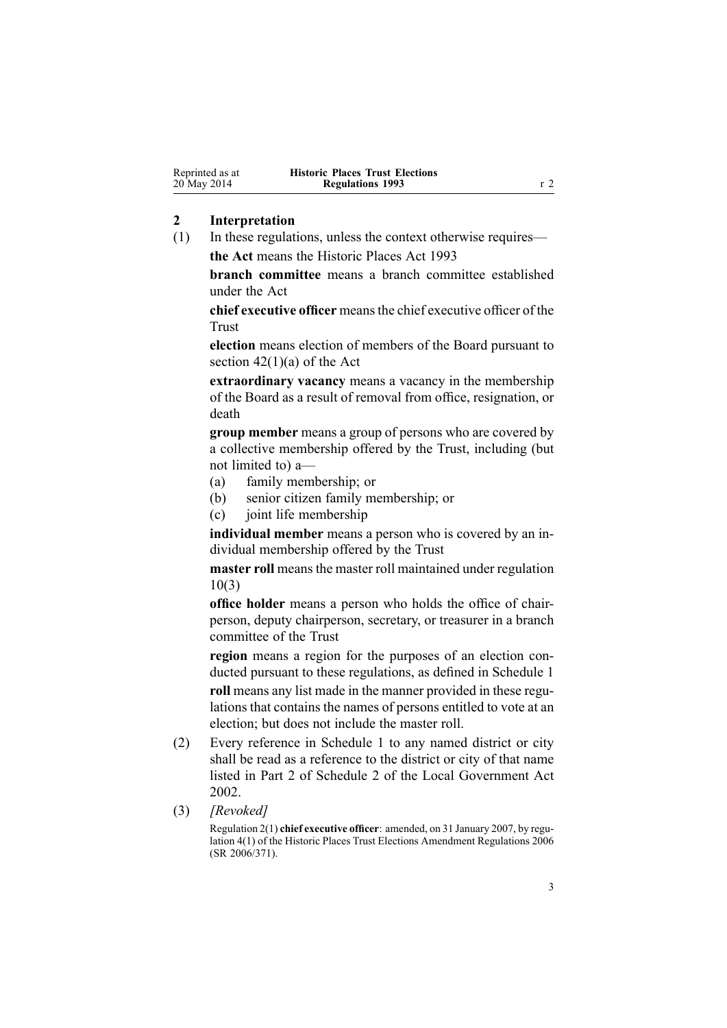## 2 Interpretation

(1) In these regulations, unless the context otherwise requires—

**the Act** means the Historic Places Act 1993

**branch committee** means a branch committee established under the Act

**chief executive officer** means the chief executive officer of the Trust

**election** means election of members of the Board pursuant to section 42(1)(a) of the Act

**extraordinary vacancy** means a vacancy in the membership of the Board as a result of removal from office, resignation, or death

**group member** means a group of persons who are covered by a collective membership offered by the Trust, including (but not limited to) a—

(a) family membership; or

(b) senior citizen family membership; or

(c) joint life membership

**individual member** means a person who is covered by an individual membership offered by the Trust

**master roll** means the master roll maintained under regulation 10(3)

**office holder** means a person who holds the office of chairperson, deputy chairperson, secretary, or treasurer in a branch committee of the Trust

**region** means a region for the purposes of an election conducted pursuant to these regulations, as defined in Schedule 1

**roll** means any list made in the manner provided in these regulations that contains the names of persons entitled to vote at an election; but does not include the master roll.

(2) Every reference in Schedule 1 to any named district or city shall be read as a reference to the district or city of that name listed in Part 2 of Schedule 2 of the Local Government Act 2002.

(3) *[Revoked]*

Regulation 2(1) **chief executive officer**: amended, on 31 January 2007, by regulation 4(1) of the Historic Places Trust Elections Amendment Regulations 2006 (SR 2006/371).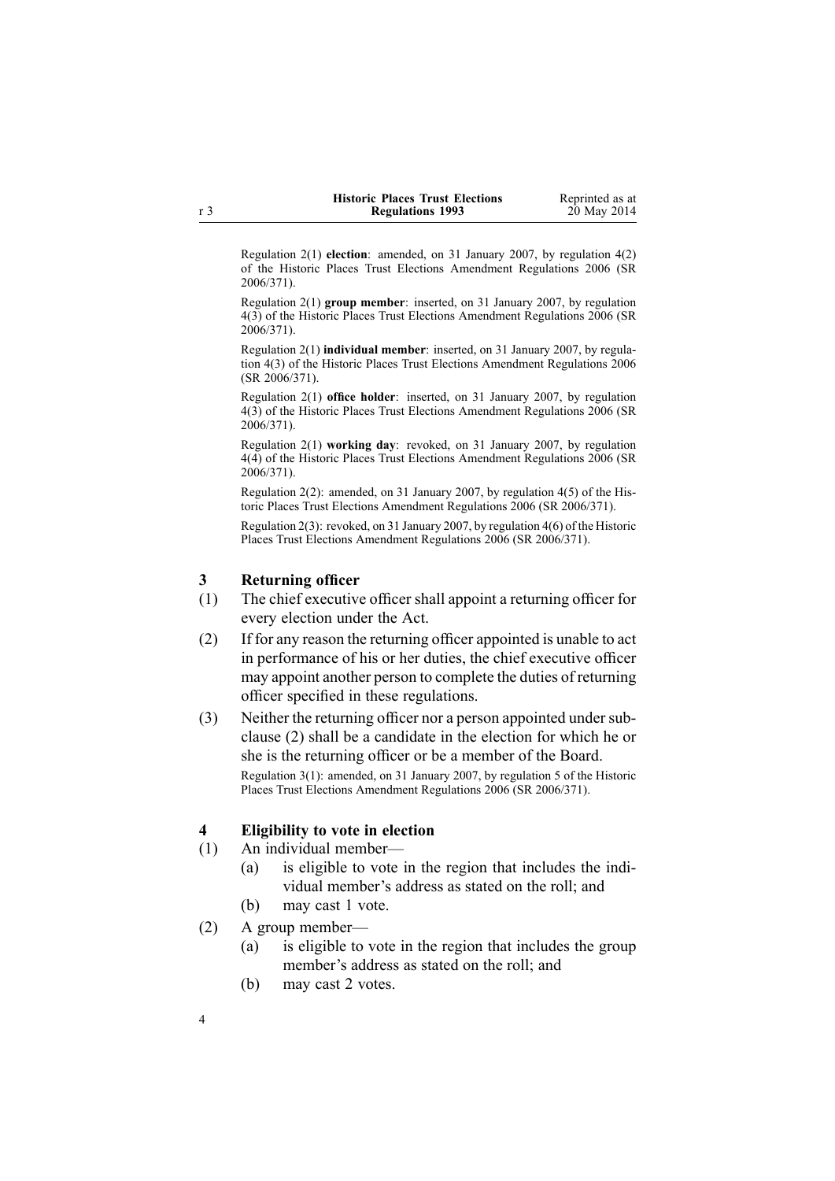Regulation 2(1) **election**: amended, on 31 January 2007, by regulation 4(2) of the Historic Places Trust Elections Amendment Regulations 2006 (SR 2006/371).

Regulation 2(1) **group member**: inserted, on 31 January 2007, by regulation 4(3) of the Historic Places Trust Elections Amendment Regulations 2006 (SR 2006/371).

Regulation 2(1) **individual member**: inserted, on 31 January 2007, by regulation 4(3) of the Historic Places Trust Elections Amendment Regulations 2006 (SR 2006/371).

Regulation 2(1) **office holder**: inserted, on 31 January 2007, by regulation 4(3) of the Historic Places Trust Elections Amendment Regulations 2006 (SR 2006/371).

Regulation 2(1) **working day**: revoked, on 31 January 2007, by regulation 4(4) of the Historic Places Trust Elections Amendment Regulations 2006 (SR 2006/371).

Regulation 2(2): amended, on 31 January 2007, by regulation 4(5) of the Historic Places Trust Elections Amendment Regulations 2006 (SR 2006/371).

Regulation 2(3): revoked, on 31 January 2007, by regulation 4(6) of the Historic Places Trust Elections Amendment Regulations 2006 (SR 2006/371).

### 3 Returning officer

(1) The chief executive officer shall appoint a returning officer for every election under the Act.

(2) If for any reason the returning officer appointed is unable to act in performance of his or her duties, the chief executive officer may appoint another person to complete the duties of returning officer specified in these regulations.

(3) Neither the returning officer nor a person appointed under subclause (2) shall be a candidate in the election for which he or she is the returning officer or be a member of the Board.

Regulation 3(1): amended, on 31 January 2007, by regulation 5 of the Historic Places Trust Elections Amendment Regulations 2006 (SR 2006/371).

### 4 Eligibility to vote in election

(1) An individual member—
   - (a) is eligible to vote in the region that includes the individual member's address as stated on the roll; and
   - (b) may cast 1 vote.

(2) A group member—
   - (a) is eligible to vote in the region that includes the group member's address as stated on the roll; and
   - (b) may cast 2 votes.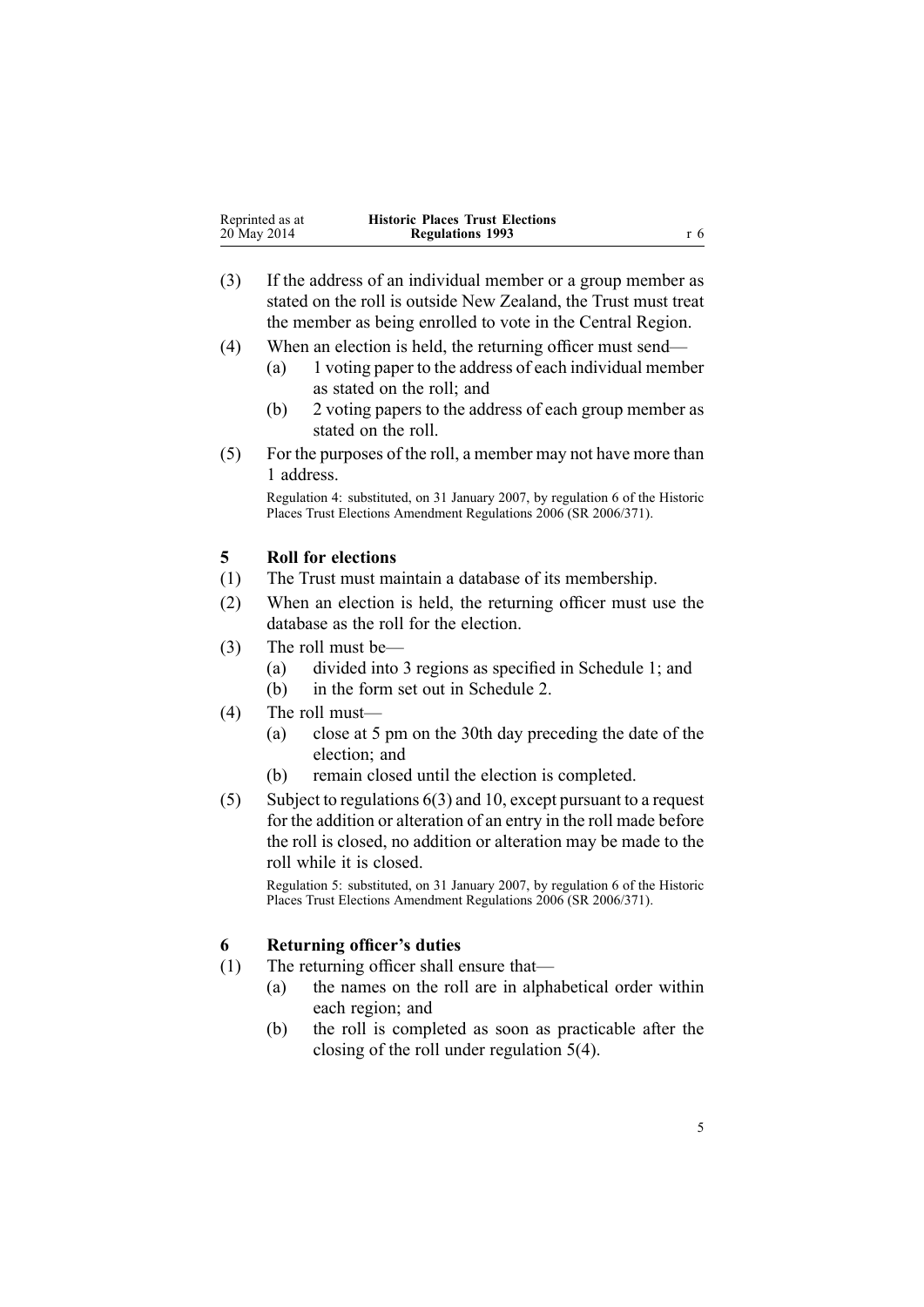(3) If the address of an individual member or a group member as stated on the roll is outside New Zealand, the Trust must treat the member as being enrolled to vote in the Central Region.

(4) When an election is held, the returning officer must send—

  (a) 1 voting paper to the address of each individual member as stated on the roll; and

  (b) 2 voting papers to the address of each group member as stated on the roll.

(5) For the purposes of the roll, a member may not have more than 1 address.

Regulation 4: substituted, on 31 January 2007, by regulation 6 of the Historic Places Trust Elections Amendment Regulations 2006 (SR 2006/371).

### 5 Roll for elections

(1) The Trust must maintain a database of its membership.

(2) When an election is held, the returning officer must use the database as the roll for the election.

(3) The roll must be—

  (a) divided into 3 regions as specified in Schedule 1; and

  (b) in the form set out in Schedule 2.

(4) The roll must—

  (a) close at 5 pm on the 30th day preceding the date of the election; and

  (b) remain closed until the election is completed.

(5) Subject to regulations 6(3) and 10, except pursuant to a request for the addition or alteration of an entry in the roll made before the roll is closed, no addition or alteration may be made to the roll while it is closed.

Regulation 5: substituted, on 31 January 2007, by regulation 6 of the Historic Places Trust Elections Amendment Regulations 2006 (SR 2006/371).

### 6 Returning officer's duties

(1) The returning officer shall ensure that—

  (a) the names on the roll are in alphabetical order within each region; and

  (b) the roll is completed as soon as practicable after the closing of the roll under regulation 5(4).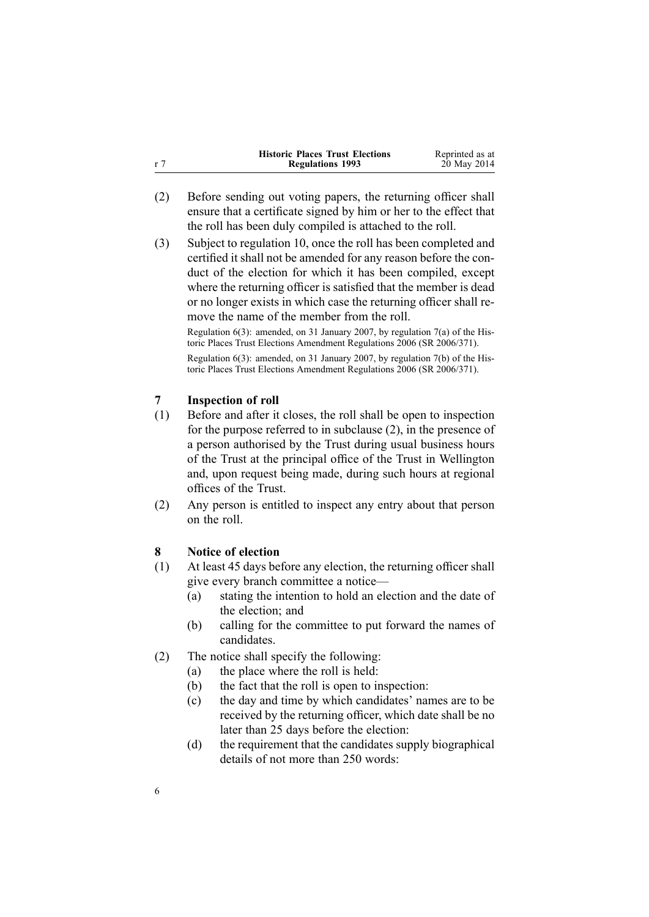(2) Before sending out voting papers, the returning officer shall ensure that a certificate signed by him or her to the effect that the roll has been duly compiled is attached to the roll.

(3) Subject to regulation 10, once the roll has been completed and certified it shall not be amended for any reason before the conduct of the election for which it has been compiled, except where the returning officer is satisfied that the member is dead or no longer exists in which case the returning officer shall remove the name of the member from the roll.

Regulation 6(3): amended, on 31 January 2007, by regulation 7(a) of the Historic Places Trust Elections Amendment Regulations 2006 (SR 2006/371).

Regulation 6(3): amended, on 31 January 2007, by regulation 7(b) of the Historic Places Trust Elections Amendment Regulations 2006 (SR 2006/371).

## 7 Inspection of roll

(1) Before and after it closes, the roll shall be open to inspection for the purpose referred to in subclause (2), in the presence of a person authorised by the Trust during usual business hours of the Trust at the principal office of the Trust in Wellington and, upon request being made, during such hours at regional offices of the Trust.

(2) Any person is entitled to inspect any entry about that person on the roll.

## 8 Notice of election

(1) At least 45 days before any election, the returning officer shall give every branch committee a notice—

- (a) stating the intention to hold an election and the date of the election; and
- (b) calling for the committee to put forward the names of candidates.

(2) The notice shall specify the following:

- (a) the place where the roll is held:
- (b) the fact that the roll is open to inspection:
- (c) the day and time by which candidates' names are to be received by the returning officer, which date shall be no later than 25 days before the election:
- (d) the requirement that the candidates supply biographical details of not more than 250 words: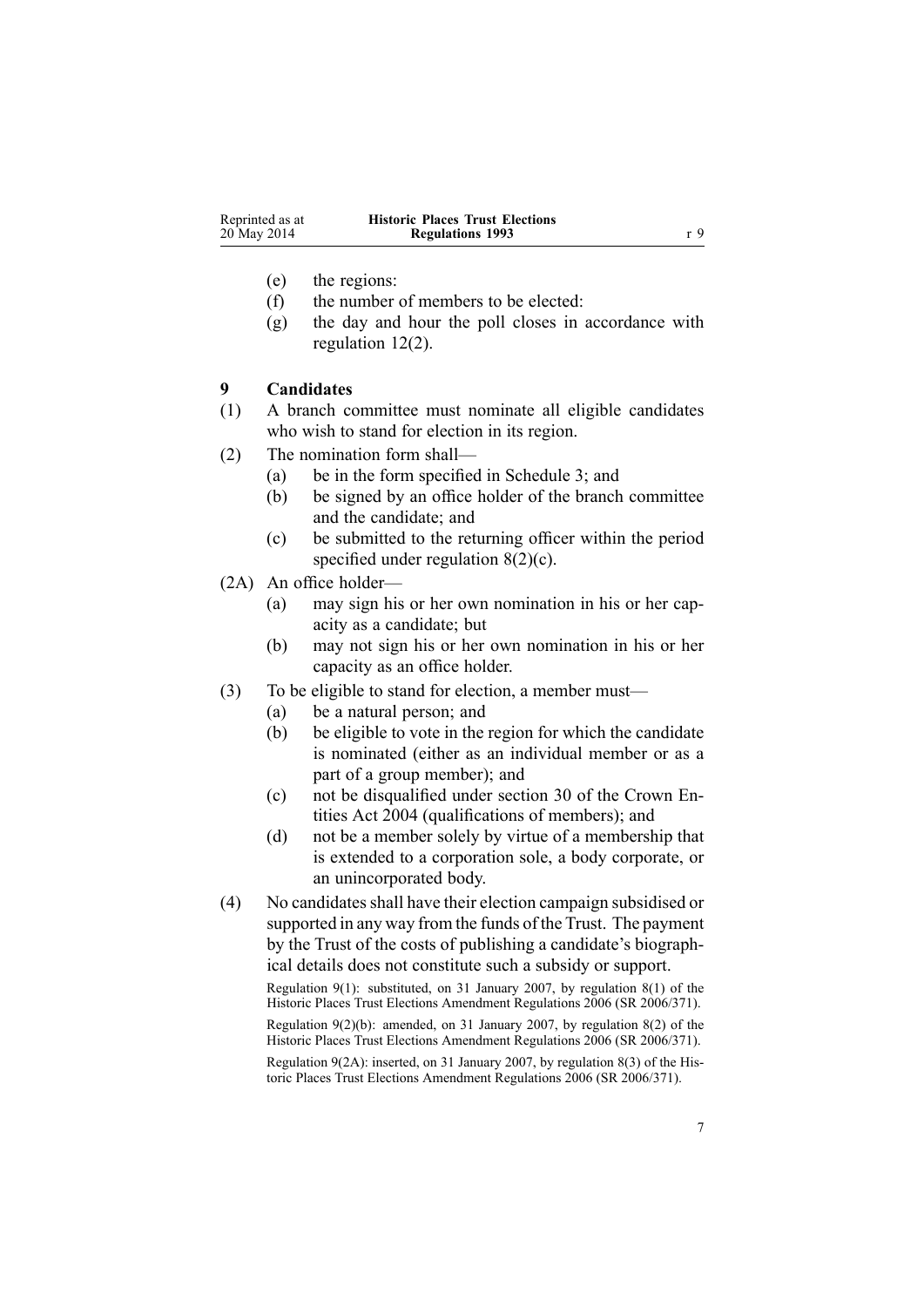(e) the regions:

(f) the number of members to be elected:

(g) the day and hour the poll closes in accordance with regulation 12(2).

## 9 Candidates

(1) A branch committee must nominate all eligible candidates who wish to stand for election in its region.

(2) The nomination form shall—

(a) be in the form specified in Schedule 3; and

(b) be signed by an office holder of the branch committee and the candidate; and

(c) be submitted to the returning officer within the period specified under regulation 8(2)(c).

(2A) An office holder—

(a) may sign his or her own nomination in his or her capacity as a candidate; but

(b) may not sign his or her own nomination in his or her capacity as an office holder.

(3) To be eligible to stand for election, a member must—

(a) be a natural person; and

(b) be eligible to vote in the region for which the candidate is nominated (either as an individual member or as a part of a group member); and

(c) not be disqualified under section 30 of the Crown Entities Act 2004 (qualifications of members); and

(d) not be a member solely by virtue of a membership that is extended to a corporation sole, a body corporate, or an unincorporated body.

(4) No candidates shall have their election campaign subsidised or supported in any way from the funds of the Trust. The payment by the Trust of the costs of publishing a candidate's biographical details does not constitute such a subsidy or support.

Regulation 9(1): substituted, on 31 January 2007, by regulation 8(1) of the Historic Places Trust Elections Amendment Regulations 2006 (SR 2006/371).

Regulation 9(2)(b): amended, on 31 January 2007, by regulation 8(2) of the Historic Places Trust Elections Amendment Regulations 2006 (SR 2006/371).

Regulation 9(2A): inserted, on 31 January 2007, by regulation 8(3) of the Historic Places Trust Elections Amendment Regulations 2006 (SR 2006/371).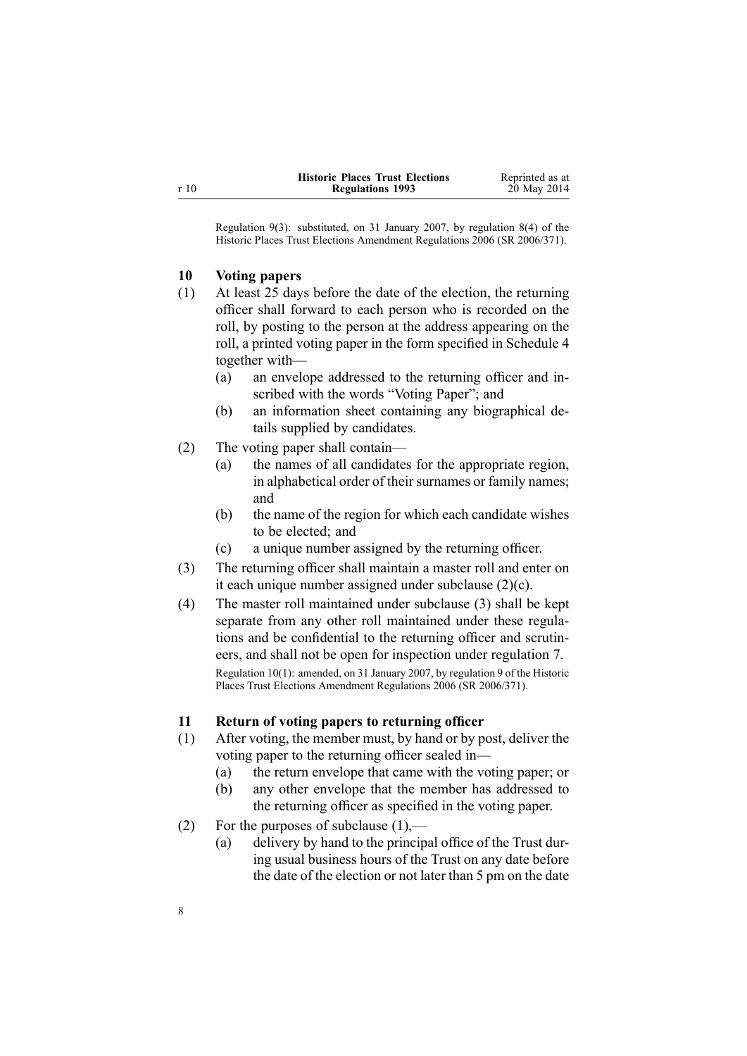Regulation 9(3): substituted, on 31 January 2007, by regulation 8(4) of the Historic Places Trust Elections Amendment Regulations 2006 (SR 2006/371).

### 10 Voting papers

(1) At least 25 days before the date of the election, the returning officer shall forward to each person who is recorded on the roll, by posting to the person at the address appearing on the roll, a printed voting paper in the form specified in Schedule 4 together with—

(a) an envelope addressed to the returning officer and inscribed with the words "Voting Paper"; and

(b) an information sheet containing any biographical details supplied by candidates.

(2) The voting paper shall contain—

(a) the names of all candidates for the appropriate region, in alphabetical order of their surnames or family names; and

(b) the name of the region for which each candidate wishes to be elected; and

(c) a unique number assigned by the returning officer.

(3) The returning officer shall maintain a master roll and enter on it each unique number assigned under subclause (2)(c).

(4) The master roll maintained under subclause (3) shall be kept separate from any other roll maintained under these regulations and be confidential to the returning officer and scrutineers, and shall not be open for inspection under regulation 7.

Regulation 10(1): amended, on 31 January 2007, by regulation 9 of the Historic Places Trust Elections Amendment Regulations 2006 (SR 2006/371).

### 11 Return of voting papers to returning officer

(1) After voting, the member must, by hand or by post, deliver the voting paper to the returning officer sealed in—

(a) the return envelope that came with the voting paper; or

(b) any other envelope that the member has addressed to the returning officer as specified in the voting paper.

(2) For the purposes of subclause (1),—

(a) delivery by hand to the principal office of the Trust during usual business hours of the Trust on any date before the date of the election or not later than 5 pm on the date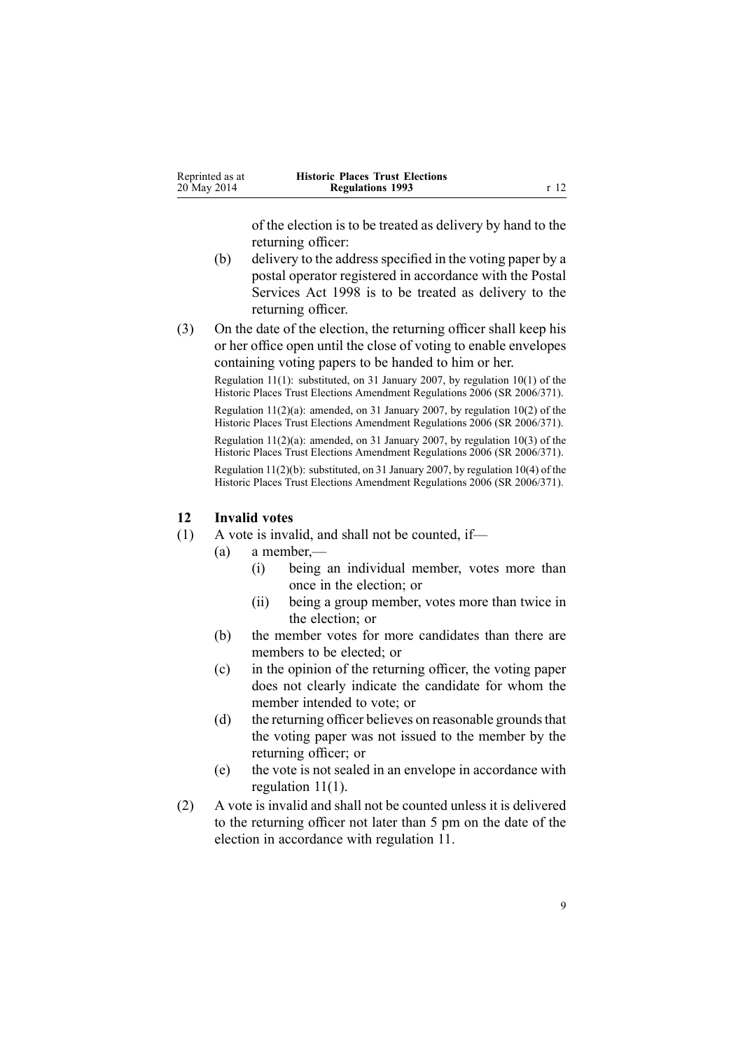of the election is to be treated as delivery by hand to the returning officer:

(b) delivery to the address specified in the voting paper by a postal operator registered in accordance with the Postal Services Act 1998 is to be treated as delivery to the returning officer.

(3) On the date of the election, the returning officer shall keep his or her office open until the close of voting to enable envelopes containing voting papers to be handed to him or her.

Regulation 11(1): substituted, on 31 January 2007, by regulation 10(1) of the Historic Places Trust Elections Amendment Regulations 2006 (SR 2006/371).

Regulation 11(2)(a): amended, on 31 January 2007, by regulation 10(2) of the Historic Places Trust Elections Amendment Regulations 2006 (SR 2006/371).

Regulation 11(2)(a): amended, on 31 January 2007, by regulation 10(3) of the Historic Places Trust Elections Amendment Regulations 2006 (SR 2006/371).

Regulation 11(2)(b): substituted, on 31 January 2007, by regulation 10(4) of the Historic Places Trust Elections Amendment Regulations 2006 (SR 2006/371).

## 12 Invalid votes

(1) A vote is invalid, and shall not be counted, if—

- (a) a member,—
  - (i) being an individual member, votes more than once in the election; or
  - (ii) being a group member, votes more than twice in the election; or
- (b) the member votes for more candidates than there are members to be elected; or
- (c) in the opinion of the returning officer, the voting paper does not clearly indicate the candidate for whom the member intended to vote; or
- (d) the returning officer believes on reasonable grounds that the voting paper was not issued to the member by the returning officer; or
- (e) the vote is not sealed in an envelope in accordance with regulation 11(1).

(2) A vote is invalid and shall not be counted unless it is delivered to the returning officer not later than 5 pm on the date of the election in accordance with regulation 11.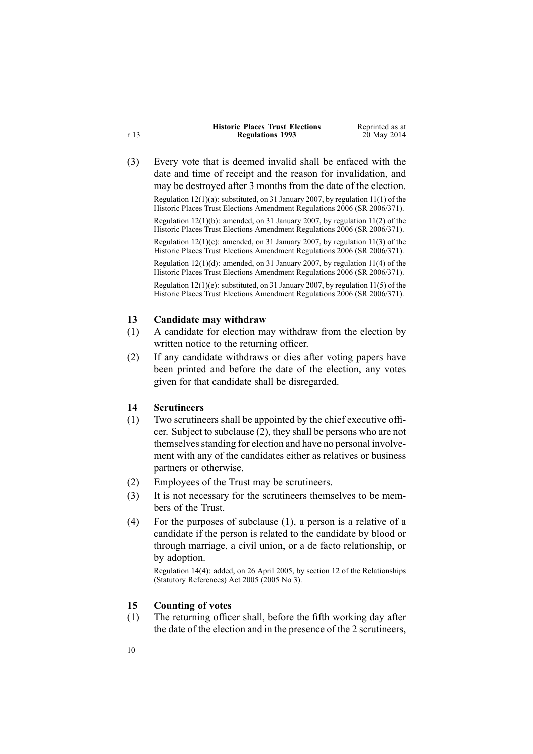(3) Every vote that is deemed invalid shall be enfaced with the date and time of receipt and the reason for invalidation, and may be destroyed after 3 months from the date of the election.

Regulation 12(1)(a): substituted, on 31 January 2007, by regulation 11(1) of the Historic Places Trust Elections Amendment Regulations 2006 (SR 2006/371).

Regulation 12(1)(b): amended, on 31 January 2007, by regulation 11(2) of the Historic Places Trust Elections Amendment Regulations 2006 (SR 2006/371).

Regulation 12(1)(c): amended, on 31 January 2007, by regulation 11(3) of the Historic Places Trust Elections Amendment Regulations 2006 (SR 2006/371).

Regulation 12(1)(d): amended, on 31 January 2007, by regulation 11(4) of the Historic Places Trust Elections Amendment Regulations 2006 (SR 2006/371).

Regulation 12(1)(e): substituted, on 31 January 2007, by regulation 11(5) of the Historic Places Trust Elections Amendment Regulations 2006 (SR 2006/371).

### 13 Candidate may withdraw

(1) A candidate for election may withdraw from the election by written notice to the returning officer.

(2) If any candidate withdraws or dies after voting papers have been printed and before the date of the election, any votes given for that candidate shall be disregarded.

### 14 Scrutineers

(1) Two scrutineers shall be appointed by the chief executive officer. Subject to subclause (2), they shall be persons who are not themselves standing for election and have no personal involvement with any of the candidates either as relatives or business partners or otherwise.

(2) Employees of the Trust may be scrutineers.

(3) It is not necessary for the scrutineers themselves to be members of the Trust.

(4) For the purposes of subclause (1), a person is a relative of a candidate if the person is related to the candidate by blood or through marriage, a civil union, or a de facto relationship, or by adoption.

Regulation 14(4): added, on 26 April 2005, by section 12 of the Relationships (Statutory References) Act 2005 (2005 No 3).

### 15 Counting of votes

(1) The returning officer shall, before the fifth working day after the date of the election and in the presence of the 2 scrutineers,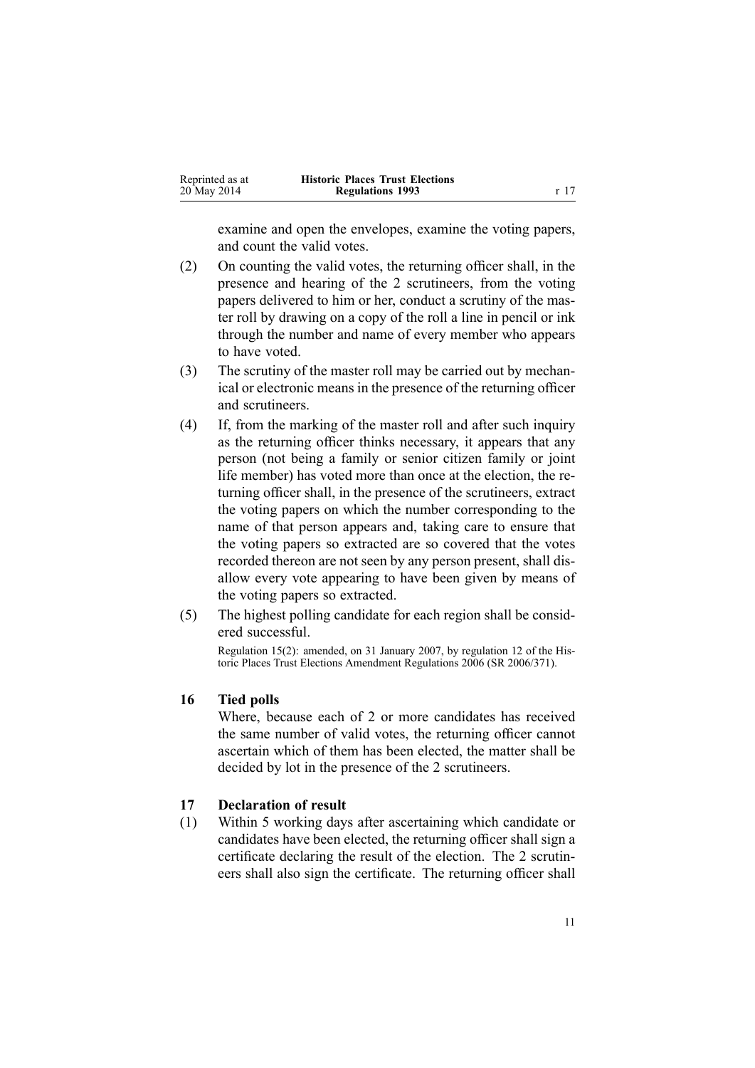examine and open the envelopes, examine the voting papers, and count the valid votes.

(2) On counting the valid votes, the returning officer shall, in the presence and hearing of the 2 scrutineers, from the voting papers delivered to him or her, conduct a scrutiny of the master roll by drawing on a copy of the roll a line in pencil or ink through the number and name of every member who appears to have voted.

(3) The scrutiny of the master roll may be carried out by mechanical or electronic means in the presence of the returning officer and scrutineers.

(4) If, from the marking of the master roll and after such inquiry as the returning officer thinks necessary, it appears that any person (not being a family or senior citizen family or joint life member) has voted more than once at the election, the returning officer shall, in the presence of the scrutineers, extract the voting papers on which the number corresponding to the name of that person appears and, taking care to ensure that the voting papers so extracted are so covered that the votes recorded thereon are not seen by any person present, shall disallow every vote appearing to have been given by means of the voting papers so extracted.

(5) The highest polling candidate for each region shall be considered successful.

Regulation 15(2): amended, on 31 January 2007, by regulation 12 of the Historic Places Trust Elections Amendment Regulations 2006 (SR 2006/371).

## 16 Tied polls

Where, because each of 2 or more candidates has received the same number of valid votes, the returning officer cannot ascertain which of them has been elected, the matter shall be decided by lot in the presence of the 2 scrutineers.

## 17 Declaration of result

(1) Within 5 working days after ascertaining which candidate or candidates have been elected, the returning officer shall sign a certificate declaring the result of the election. The 2 scrutineers shall also sign the certificate. The returning officer shall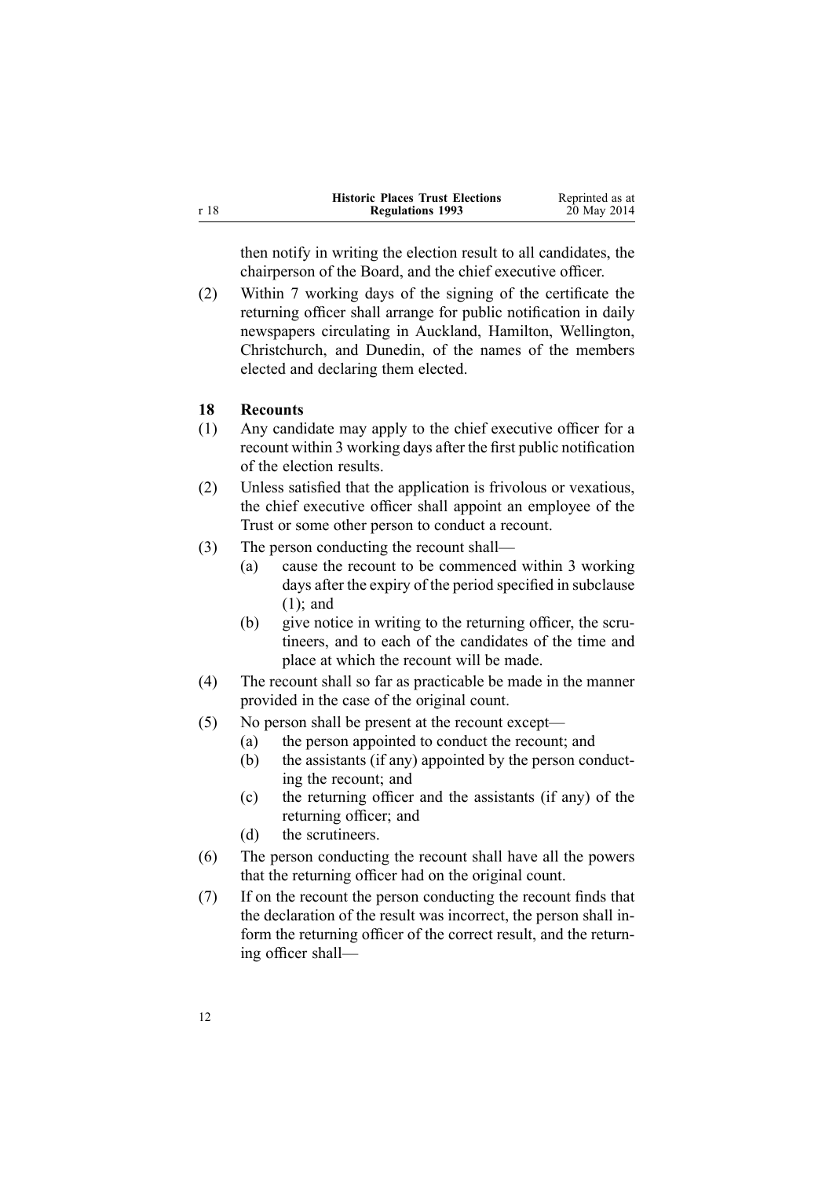then notify in writing the election result to all candidates, the chairperson of the Board, and the chief executive officer.

(2) Within 7 working days of the signing of the certificate the returning officer shall arrange for public notification in daily newspapers circulating in Auckland, Hamilton, Wellington, Christchurch, and Dunedin, of the names of the members elected and declaring them elected.

### 18 Recounts

(1) Any candidate may apply to the chief executive officer for a recount within 3 working days after the first public notification of the election results.

(2) Unless satisfied that the application is frivolous or vexatious, the chief executive officer shall appoint an employee of the Trust or some other person to conduct a recount.

(3) The person conducting the recount shall—

- (a) cause the recount to be commenced within 3 working days after the expiry of the period specified in subclause (1); and
- (b) give notice in writing to the returning officer, the scrutineers, and to each of the candidates of the time and place at which the recount will be made.

(4) The recount shall so far as practicable be made in the manner provided in the case of the original count.

(5) No person shall be present at the recount except—

- (a) the person appointed to conduct the recount; and
- (b) the assistants (if any) appointed by the person conducting the recount; and
- (c) the returning officer and the assistants (if any) of the returning officer; and
- (d) the scrutineers.

(6) The person conducting the recount shall have all the powers that the returning officer had on the original count.

(7) If on the recount the person conducting the recount finds that the declaration of the result was incorrect, the person shall inform the returning officer of the correct result, and the returning officer shall—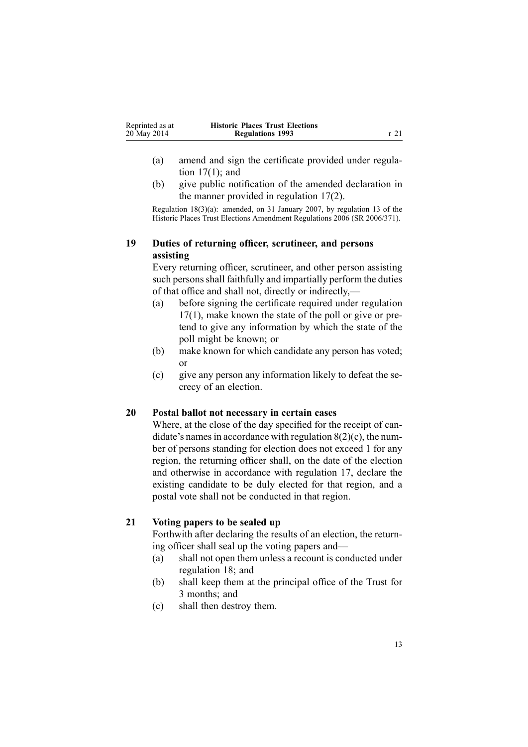(a) amend and sign the certificate provided under regulation 17(1); and

(b) give public notification of the amended declaration in the manner provided in regulation 17(2).

Regulation 18(3)(a): amended, on 31 January 2007, by regulation 13 of the Historic Places Trust Elections Amendment Regulations 2006 (SR 2006/371).

### 19 Duties of returning officer, scrutineer, and persons assisting

Every returning officer, scrutineer, and other person assisting such persons shall faithfully and impartially perform the duties of that office and shall not, directly or indirectly,—

(a) before signing the certificate required under regulation 17(1), make known the state of the poll or give or pretend to give any information by which the state of the poll might be known; or

(b) make known for which candidate any person has voted; or

(c) give any person any information likely to defeat the secrecy of an election.

### 20 Postal ballot not necessary in certain cases

Where, at the close of the day specified for the receipt of candidate's names in accordance with regulation 8(2)(c), the number of persons standing for election does not exceed 1 for any region, the returning officer shall, on the date of the election and otherwise in accordance with regulation 17, declare the existing candidate to be duly elected for that region, and a postal vote shall not be conducted in that region.

### 21 Voting papers to be sealed up

Forthwith after declaring the results of an election, the returning officer shall seal up the voting papers and—

(a) shall not open them unless a recount is conducted under regulation 18; and

(b) shall keep them at the principal office of the Trust for 3 months; and

(c) shall then destroy them.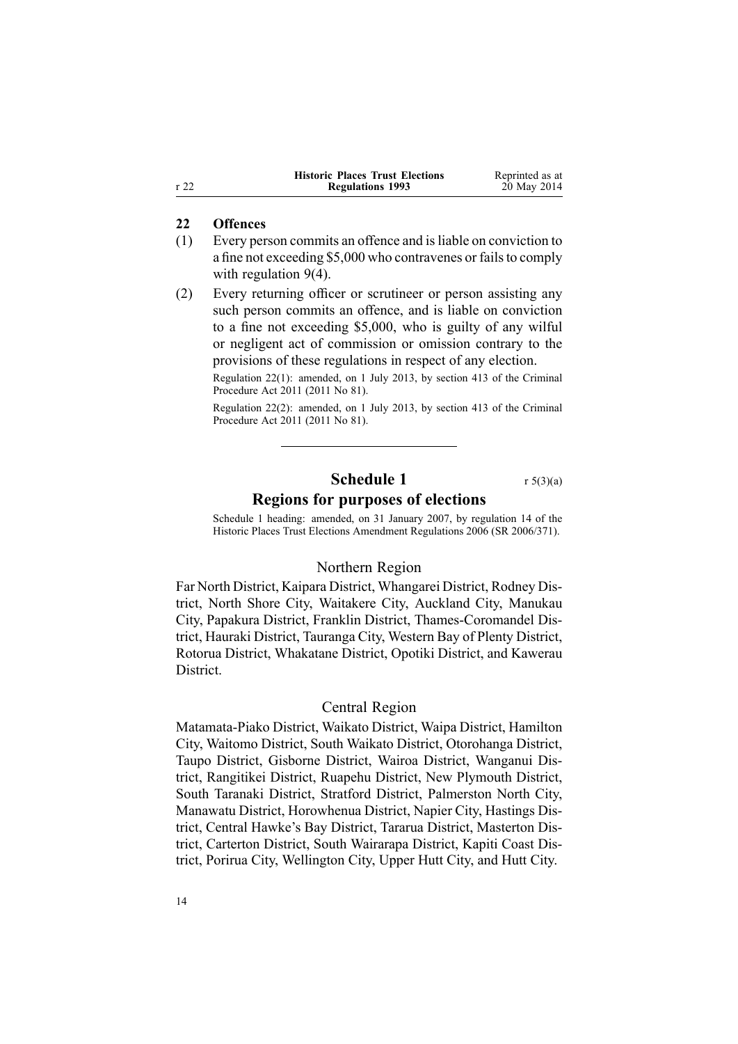## 22 Offences

(1) Every person commits an offence and is liable on conviction to a fine not exceeding $5,000 who contravenes or fails to comply with regulation 9(4).

(2) Every returning officer or scrutineer or person assisting any such person commits an offence, and is liable on conviction to a fine not exceeding $5,000, who is guilty of any wilful or negligent act of commission or omission contrary to the provisions of these regulations in respect of any election.

Regulation 22(1): amended, on 1 July 2013, by section 413 of the Criminal Procedure Act 2011 (2011 No 81).

Regulation 22(2): amended, on 1 July 2013, by section 413 of the Criminal Procedure Act 2011 (2011 No 81).

---

# Schedule 1

r 5(3)(a)

## Regions for purposes of elections

Schedule 1 heading: amended, on 31 January 2007, by regulation 14 of the Historic Places Trust Elections Amendment Regulations 2006 (SR 2006/371).

### Northern Region

Far North District, Kaipara District, Whangarei District, Rodney District, North Shore City, Waitakere City, Auckland City, Manukau City, Papakura District, Franklin District, Thames-Coromandel District, Hauraki District, Tauranga City, Western Bay of Plenty District, Rotorua District, Whakatane District, Opotiki District, and Kawerau District.

### Central Region

Matamata-Piako District, Waikato District, Waipa District, Hamilton City, Waitomo District, South Waikato District, Otorohanga District, Taupo District, Gisborne District, Wairoa District, Wanganui District, Rangitikei District, Ruapehu District, New Plymouth District, South Taranaki District, Stratford District, Palmerston North City, Manawatu District, Horowhenua District, Napier City, Hastings District, Central Hawke's Bay District, Tararua District, Masterton District, Carterton District, South Wairarapa District, Kapiti Coast District, Porirua City, Wellington City, Upper Hutt City, and Hutt City.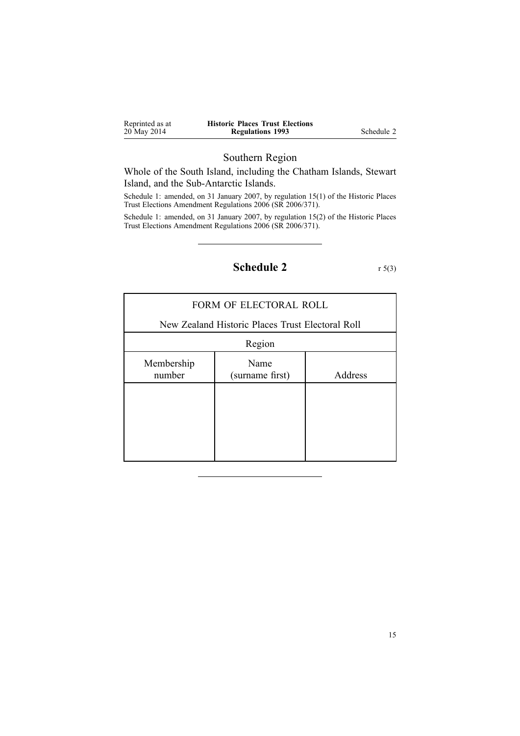### Southern Region

Whole of the South Island, including the Chatham Islands, Stewart Island, and the Sub-Antarctic Islands.

Schedule 1: amended, on 31 January 2007, by regulation 15(1) of the Historic Places Trust Elections Amendment Regulations 2006 (SR 2006/371).

Schedule 1: amended, on 31 January 2007, by regulation 15(2) of the Historic Places Trust Elections Amendment Regulations 2006 (SR 2006/371).

---

## Schedule 2

r 5(3)

| FORM OF ELECTORAL ROLL | | |
|---|---|---|
| New Zealand Historic Places Trust Electoral Roll | | |
| Region | | |
| Membership number | Name (surname first) | Address |
| | | |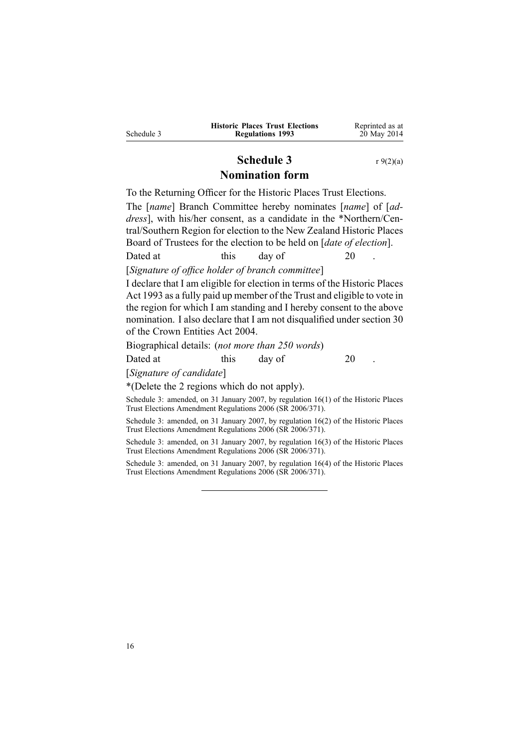# Schedule 3
r 9(2)(a)

## Nomination form

To the Returning Officer for the Historic Places Trust Elections.

The [*name*] Branch Committee hereby nominates [*name*] of [*address*], with his/her consent, as a candidate in the *Northern/Central/Southern Region for election to the New Zealand Historic Places Board of Trustees for the election to be held on [*date of election*].

Dated at this day of 20 .

[*Signature of office holder of branch committee*]

I declare that I am eligible for election in terms of the Historic Places Act 1993 as a fully paid up member of the Trust and eligible to vote in the region for which I am standing and I hereby consent to the above nomination. I also declare that I am not disqualified under section 30 of the Crown Entities Act 2004.

Biographical details: (*not more than 250 words*)

Dated at this day of 20 .

[*Signature of candidate*]

*(Delete the 2 regions which do not apply).

Schedule 3: amended, on 31 January 2007, by regulation 16(1) of the Historic Places Trust Elections Amendment Regulations 2006 (SR 2006/371).

Schedule 3: amended, on 31 January 2007, by regulation 16(2) of the Historic Places Trust Elections Amendment Regulations 2006 (SR 2006/371).

Schedule 3: amended, on 31 January 2007, by regulation 16(3) of the Historic Places Trust Elections Amendment Regulations 2006 (SR 2006/371).

Schedule 3: amended, on 31 January 2007, by regulation 16(4) of the Historic Places Trust Elections Amendment Regulations 2006 (SR 2006/371).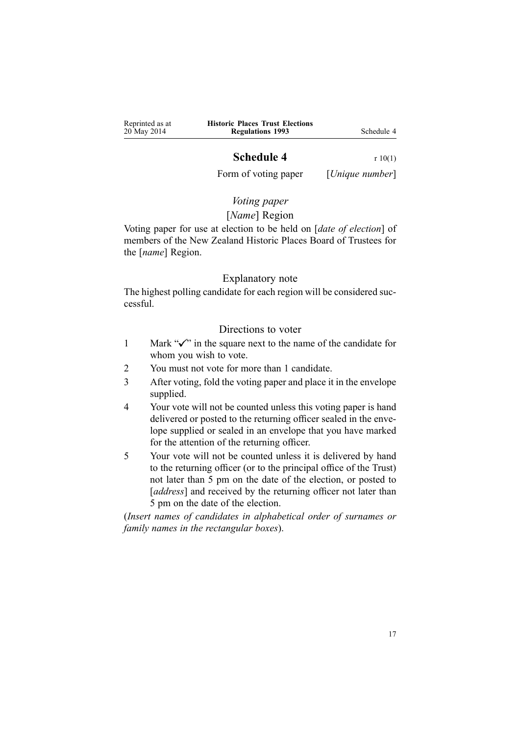# Schedule 4

r 10(1)

Form of voting paper [*Unique number*]

*Voting paper*

[*Name*] Region

Voting paper for use at election to be held on [*date of election*] of members of the New Zealand Historic Places Board of Trustees for the [*name*] Region.

### Explanatory note

The highest polling candidate for each region will be considered successful.

### Directions to voter

1. Mark "✓" in the square next to the name of the candidate for whom you wish to vote.
2. You must not vote for more than 1 candidate.
3. After voting, fold the voting paper and place it in the envelope supplied.
4. Your vote will not be counted unless this voting paper is hand delivered or posted to the returning officer sealed in the envelope supplied or sealed in an envelope that you have marked for the attention of the returning officer.
5. Your vote will not be counted unless it is delivered by hand to the returning officer (or to the principal office of the Trust) not later than 5 pm on the date of the election, or posted to [*address*] and received by the returning officer not later than 5 pm on the date of the election.

(*Insert names of candidates in alphabetical order of surnames or family names in the rectangular boxes*).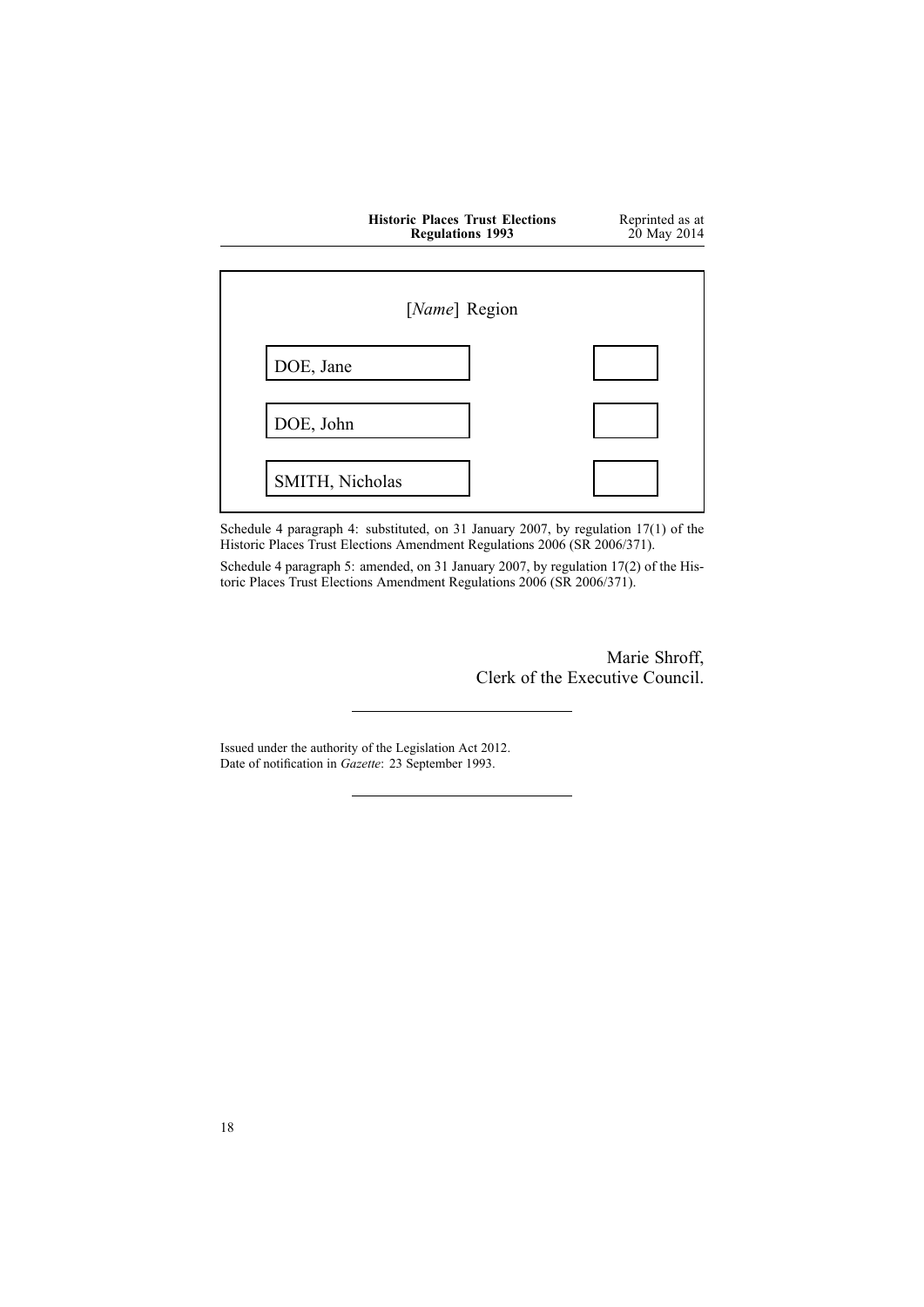[*Name*] Region

| | |
|---|---|
| DOE, Jane | |
| DOE, John | |
| SMITH, Nicholas | |

Schedule 4 paragraph 4: substituted, on 31 January 2007, by regulation 17(1) of the Historic Places Trust Elections Amendment Regulations 2006 (SR 2006/371).

Schedule 4 paragraph 5: amended, on 31 January 2007, by regulation 17(2) of the Historic Places Trust Elections Amendment Regulations 2006 (SR 2006/371).

Marie Shroff,
Clerk of the Executive Council.

---

Issued under the authority of the Legislation Act 2012.
Date of notification in *Gazette*: 23 September 1993.

---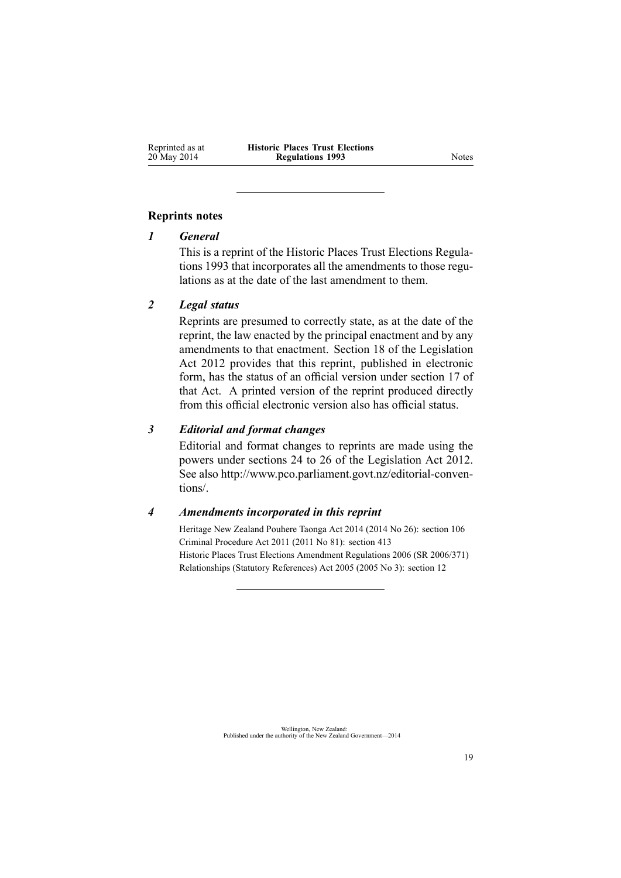## Reprints notes

### *1 General*

This is a reprint of the Historic Places Trust Elections Regulations 1993 that incorporates all the amendments to those regulations as at the date of the last amendment to them.

### *2 Legal status*

Reprints are presumed to correctly state, as at the date of the reprint, the law enacted by the principal enactment and by any amendments to that enactment. Section 18 of the Legislation Act 2012 provides that this reprint, published in electronic form, has the status of an official version under section 17 of that Act. A printed version of the reprint produced directly from this official electronic version also has official status.

### *3 Editorial and format changes*

Editorial and format changes to reprints are made using the powers under sections 24 to 26 of the Legislation Act 2012. See also http://www.pco.parliament.govt.nz/editorial-conventions/.

### *4 Amendments incorporated in this reprint*

Heritage New Zealand Pouhere Taonga Act 2014 (2014 No 26): section 106
Criminal Procedure Act 2011 (2011 No 81): section 413
Historic Places Trust Elections Amendment Regulations 2006 (SR 2006/371)
Relationships (Statutory References) Act 2005 (2005 No 3): section 12

Wellington, New Zealand:
Published under the authority of the New Zealand Government—2014